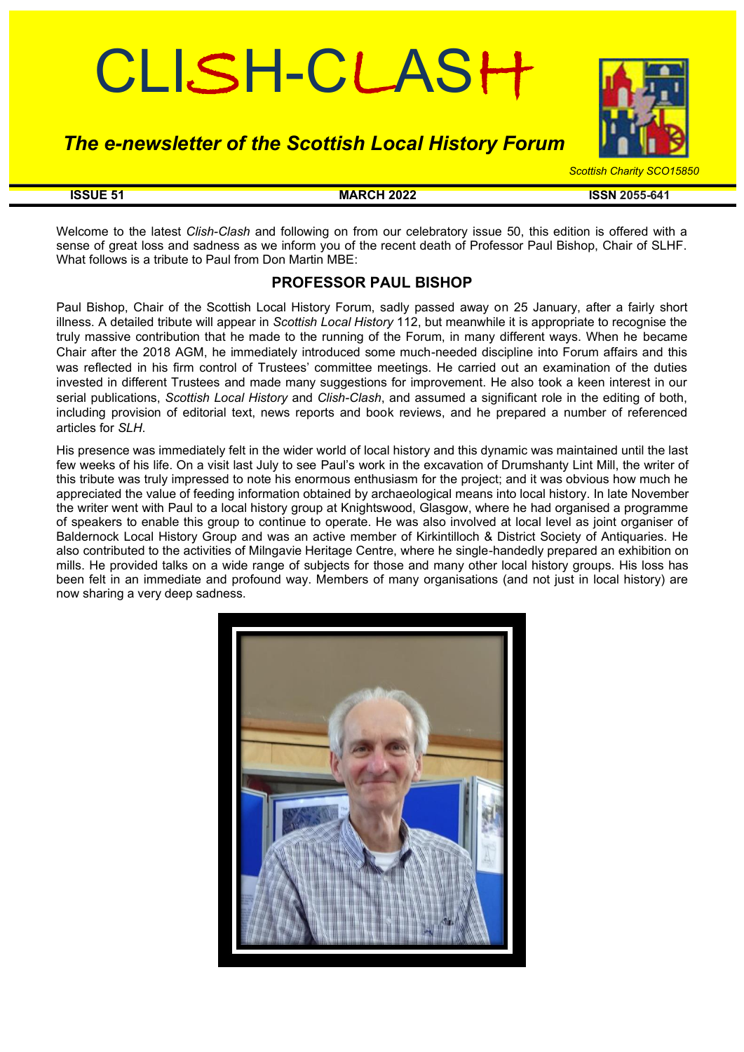# CLISH-CLASH

## *The e-newsletter of the Scottish Local History Forum*

*Scottish Charity SCO15850*

**ISSUE 51** **MARCH 2022** **ISSN 2055-641**

Welcome to the latest *Clish-Clash* and following on from our celebratory issue 50, this edition is offered with a sense of great loss and sadness as we inform you of the recent death of Professor Paul Bishop, Chair of SLHF. What follows is a tribute to Paul from Don Martin MBE:

### PROFESSOR PAUL BISHOP

Paul Bishop, Chair of the Scottish Local History Forum, sadly passed away on 25 January, after a fairly short illness. A detailed tribute will appear in *Scottish Local History* 112, but meanwhile it is appropriate to recognise the truly massive contribution that he made to the running of the Forum, in many different ways. When he became Chair after the 2018 AGM, he immediately introduced some much-needed discipline into Forum affairs and this was reflected in his firm control of Trustees' committee meetings. He carried out an examination of the duties invested in different Trustees and made many suggestions for improvement. He also took a keen interest in our serial publications, *Scottish Local History* and *Clish-Clash*, and assumed a significant role in the editing of both, including provision of editorial text, news reports and book reviews, and he prepared a number of referenced articles for *SLH*.

His presence was immediately felt in the wider world of local history and this dynamic was maintained until the last few weeks of his life. On a visit last July to see Paul's work in the excavation of Drumshanty Lint Mill, the writer of this tribute was truly impressed to note his enormous enthusiasm for the project; and it was obvious how much he appreciated the value of feeding information obtained by archaeological means into local history. In late November the writer went with Paul to a local history group at Knightswood, Glasgow, where he had organised a programme of speakers to enable this group to continue to operate. He was also involved at local level as joint organiser of Baldernock Local History Group and was an active member of Kirkintilloch & District Society of Antiquaries. He also contributed to the activities of Milngavie Heritage Centre, where he single-handedly prepared an exhibition on mills. He provided talks on a wide range of subjects for those and many other local history groups. His loss has been felt in an immediate and profound way. Members of many organisations (and not just in local history) are now sharing a very deep sadness.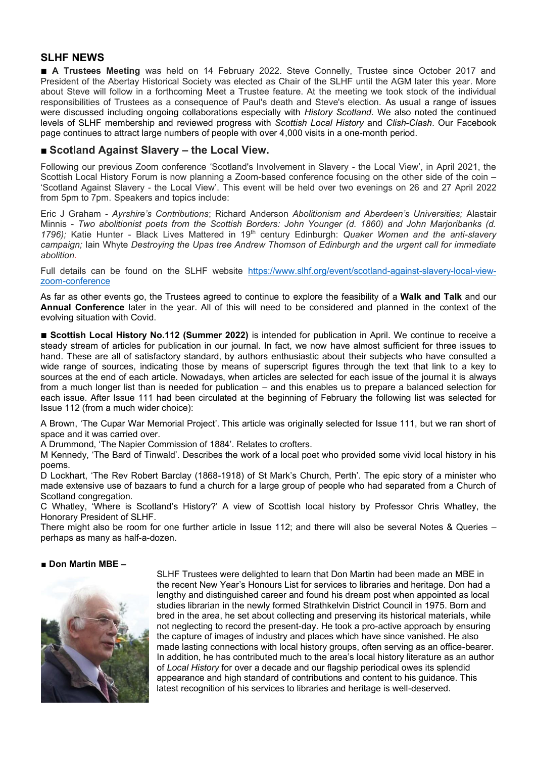## SLHF NEWS

■ **A Trustees Meeting** was held on 14 February 2022. Steve Connelly, Trustee since October 2017 and President of the Abertay Historical Society was elected as Chair of the SLHF until the AGM later this year. More about Steve will follow in a forthcoming Meet a Trustee feature. At the meeting we took stock of the individual responsibilities of Trustees as a consequence of Paul's death and Steve's election. As usual a range of issues were discussed including ongoing collaborations especially with *History Scotland*. We also noted the continued levels of SLHF membership and reviewed progress with *Scottish Local History* and *Clish-Clash*. Our Facebook page continues to attract large numbers of people with over 4,000 visits in a one-month period.

### ■ Scotland Against Slavery – the Local View.

Following our previous Zoom conference 'Scotland's Involvement in Slavery - the Local View', in April 2021, the Scottish Local History Forum is now planning a Zoom-based conference focusing on the other side of the coin – 'Scotland Against Slavery - the Local View'. This event will be held over two evenings on 26 and 27 April 2022 from 5pm to 7pm. Speakers and topics include:

Eric J Graham - *Ayrshire's Contributions*; Richard Anderson *Abolitionism and Aberdeen's Universities;* Alastair Minnis - *Two abolitionist poets from the Scottish Borders: John Younger (d. 1860) and John Marjoribanks (d. 1796);* Katie Hunter - Black Lives Mattered in 19th century Edinburgh: *Quaker Women and the anti-slavery campaign;* Iain Whyte *Destroying the Upas tree Andrew Thomson of Edinburgh and the urgent call for immediate abolition.*

Full details can be found on the SLHF website https://www.slhf.org/event/scotland-against-slavery-local-view-zoom-conference

As far as other events go, the Trustees agreed to continue to explore the feasibility of a **Walk and Talk** and our **Annual Conference** later in the year. All of this will need to be considered and planned in the context of the evolving situation with Covid.

■ **Scottish Local History No.112 (Summer 2022)** is intended for publication in April. We continue to receive a steady stream of articles for publication in our journal. In fact, we now have almost sufficient for three issues to hand. These are all of satisfactory standard, by authors enthusiastic about their subjects who have consulted a wide range of sources, indicating those by means of superscript figures through the text that link to a key to sources at the end of each article. Nowadays, when articles are selected for each issue of the journal it is always from a much longer list than is needed for publication – and this enables us to prepare a balanced selection for each issue. After Issue 111 had been circulated at the beginning of February the following list was selected for Issue 112 (from a much wider choice):

A Brown, 'The Cupar War Memorial Project'. This article was originally selected for Issue 111, but we ran short of space and it was carried over.

A Drummond, 'The Napier Commission of 1884'. Relates to crofters.

M Kennedy, 'The Bard of Tinwald'. Describes the work of a local poet who provided some vivid local history in his poems.

D Lockhart, 'The Rev Robert Barclay (1868-1918) of St Mark's Church, Perth'. The epic story of a minister who made extensive use of bazaars to fund a church for a large group of people who had separated from a Church of Scotland congregation.

C Whatley, 'Where is Scotland's History?' A view of Scottish local history by Professor Chris Whatley, the Honorary President of SLHF.

There might also be room for one further article in Issue 112; and there will also be several Notes & Queries – perhaps as many as half-a-dozen.

■ **Don Martin MBE –**

SLHF Trustees were delighted to learn that Don Martin had been made an MBE in the recent New Year's Honours List for services to libraries and heritage. Don had a lengthy and distinguished career and found his dream post when appointed as local studies librarian in the newly formed Strathkelvin District Council in 1975. Born and bred in the area, he set about collecting and preserving its historical materials, while not neglecting to record the present-day. He took a pro-active approach by ensuring the capture of images of industry and places which have since vanished. He also made lasting connections with local history groups, often serving as an office-bearer. In addition, he has contributed much to the area's local history literature as an author of *Local History* for over a decade and our flagship periodical owes its splendid appearance and high standard of contributions and content to his guidance. This latest recognition of his services to libraries and heritage is well-deserved.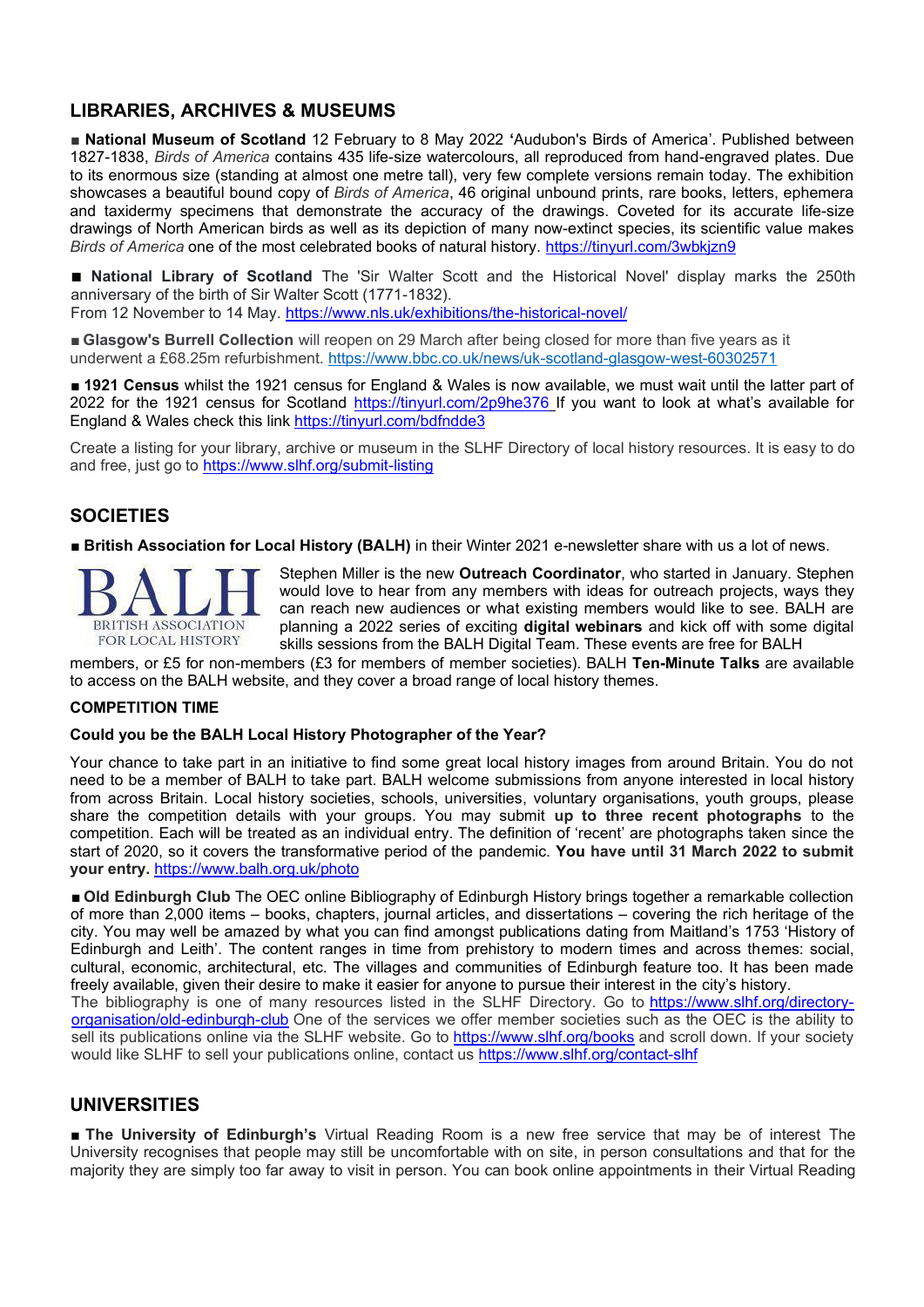## LIBRARIES, ARCHIVES & MUSEUMS

■ **National Museum of Scotland** 12 February to 8 May 2022 **'**Audubon's Birds of America'. Published between 1827-1838, *Birds of America* contains 435 life-size watercolours, all reproduced from hand-engraved plates. Due to its enormous size (standing at almost one metre tall), very few complete versions remain today. The exhibition showcases a beautiful bound copy of *Birds of America*, 46 original unbound prints, rare books, letters, ephemera and taxidermy specimens that demonstrate the accuracy of the drawings. Coveted for its accurate life-size drawings of North American birds as well as its depiction of many now-extinct species, its scientific value makes *Birds of America* one of the most celebrated books of natural history. https://tinyurl.com/3wbkjzn9

■ **National Library of Scotland** The 'Sir Walter Scott and the Historical Novel' display marks the 250th anniversary of the birth of Sir Walter Scott (1771-1832).
From 12 November to 14 May. https://www.nls.uk/exhibitions/the-historical-novel/

■ **Glasgow's Burrell Collection** will reopen on 29 March after being closed for more than five years as it underwent a £68.25m refurbishment. https://www.bbc.co.uk/news/uk-scotland-glasgow-west-60302571

■ **1921 Census** whilst the 1921 census for England & Wales is now available, we must wait until the latter part of 2022 for the 1921 census for Scotland https://tinyurl.com/2p9he376 If you want to look at what's available for England & Wales check this link https://tinyurl.com/bdfndde3

Create a listing for your library, archive or museum in the SLHF Directory of local history resources. It is easy to do and free, just go to https://www.slhf.org/submit-listing

## SOCIETIES

■ **British Association for Local History (BALH)** in their Winter 2021 e-newsletter share with us a lot of news.

Stephen Miller is the new **Outreach Coordinator**, who started in January. Stephen would love to hear from any members with ideas for outreach projects, ways they can reach new audiences or what existing members would like to see. BALH are planning a 2022 series of exciting **digital webinars** and kick off with some digital skills sessions from the BALH Digital Team. These events are free for BALH members, or £5 for non-members (£3 for members of member societies). BALH **Ten-Minute Talks** are available to access on the BALH website, and they cover a broad range of local history themes.

### COMPETITION TIME

#### Could you be the BALH Local History Photographer of the Year?

Your chance to take part in an initiative to find some great local history images from around Britain. You do not need to be a member of BALH to take part. BALH welcome submissions from anyone interested in local history from across Britain. Local history societies, schools, universities, voluntary organisations, youth groups, please share the competition details with your groups. You may submit **up to three recent photographs** to the competition. Each will be treated as an individual entry. The definition of 'recent' are photographs taken since the start of 2020, so it covers the transformative period of the pandemic. **You have until 31 March 2022 to submit your entry.** https://www.balh.org.uk/photo

■ **Old Edinburgh Club** The OEC online Bibliography of Edinburgh History brings together a remarkable collection of more than 2,000 items – books, chapters, journal articles, and dissertations – covering the rich heritage of the city. You may well be amazed by what you can find amongst publications dating from Maitland's 1753 'History of Edinburgh and Leith'. The content ranges in time from prehistory to modern times and across themes: social, cultural, economic, architectural, etc. The villages and communities of Edinburgh feature too. It has been made freely available, given their desire to make it easier for anyone to pursue their interest in the city's history.
The bibliography is one of many resources listed in the SLHF Directory. Go to https://www.slhf.org/directory-organisation/old-edinburgh-club One of the services we offer member societies such as the OEC is the ability to sell its publications online via the SLHF website. Go to https://www.slhf.org/books and scroll down. If your society would like SLHF to sell your publications online, contact us https://www.slhf.org/contact-slhf

## UNIVERSITIES

■ **The University of Edinburgh's** Virtual Reading Room is a new free service that may be of interest The University recognises that people may still be uncomfortable with on site, in person consultations and that for the majority they are simply too far away to visit in person. You can book online appointments in their Virtual Reading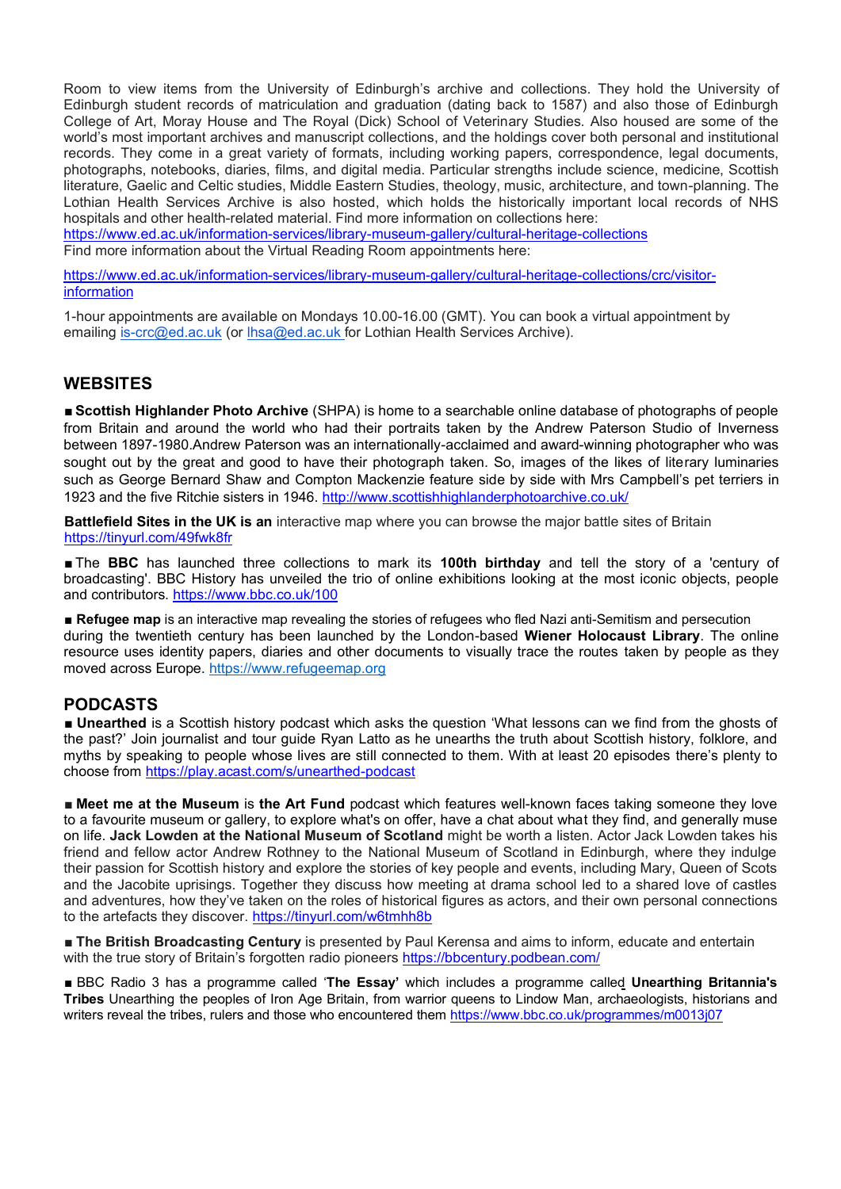Room to view items from the University of Edinburgh's archive and collections. They hold the University of Edinburgh student records of matriculation and graduation (dating back to 1587) and also those of Edinburgh College of Art, Moray House and The Royal (Dick) School of Veterinary Studies. Also housed are some of the world's most important archives and manuscript collections, and the holdings cover both personal and institutional records. They come in a great variety of formats, including working papers, correspondence, legal documents, photographs, notebooks, diaries, films, and digital media. Particular strengths include science, medicine, Scottish literature, Gaelic and Celtic studies, Middle Eastern Studies, theology, music, architecture, and town-planning. The Lothian Health Services Archive is also hosted, which holds the historically important local records of NHS hospitals and other health-related material. Find more information on collections here:
https://www.ed.ac.uk/information-services/library-museum-gallery/cultural-heritage-collections
Find more information about the Virtual Reading Room appointments here:

https://www.ed.ac.uk/information-services/library-museum-gallery/cultural-heritage-collections/crc/visitor-information

1-hour appointments are available on Mondays 10.00-16.00 (GMT). You can book a virtual appointment by emailing is-crc@ed.ac.uk (or lhsa@ed.ac.uk for Lothian Health Services Archive).

## WEBSITES

■ **Scottish Highlander Photo Archive** (SHPA) is home to a searchable online database of photographs of people from Britain and around the world who had their portraits taken by the Andrew Paterson Studio of Inverness between 1897-1980.Andrew Paterson was an internationally-acclaimed and award-winning photographer who was sought out by the great and good to have their photograph taken. So, images of the likes of literary luminaries such as George Bernard Shaw and Compton Mackenzie feature side by side with Mrs Campbell's pet terriers in 1923 and the five Ritchie sisters in 1946. http://www.scottishhighlanderphotoarchive.co.uk/

**Battlefield Sites in the UK is an** interactive map where you can browse the major battle sites of Britain https://tinyurl.com/49fwk8fr

■ The **BBC** has launched three collections to mark its **100th birthday** and tell the story of a 'century of broadcasting'. BBC History has unveiled the trio of online exhibitions looking at the most iconic objects, people and contributors. https://www.bbc.co.uk/100

■ **Refugee map** is an interactive map revealing the stories of refugees who fled Nazi anti-Semitism and persecution during the twentieth century has been launched by the London-based **Wiener Holocaust Library**. The online resource uses identity papers, diaries and other documents to visually trace the routes taken by people as they moved across Europe. https://www.refugeemap.org

## PODCASTS

■ **Unearthed** is a Scottish history podcast which asks the question 'What lessons can we find from the ghosts of the past?' Join journalist and tour guide Ryan Latto as he unearths the truth about Scottish history, folklore, and myths by speaking to people whose lives are still connected to them. With at least 20 episodes there's plenty to choose from https://play.acast.com/s/unearthed-podcast

■ **Meet me at the Museum** is **the Art Fund** podcast which features well-known faces taking someone they love to a favourite museum or gallery, to explore what's on offer, have a chat about what they find, and generally muse on life. **Jack Lowden at the National Museum of Scotland** might be worth a listen. Actor Jack Lowden takes his friend and fellow actor Andrew Rothney to the National Museum of Scotland in Edinburgh, where they indulge their passion for Scottish history and explore the stories of key people and events, including Mary, Queen of Scots and the Jacobite uprisings. Together they discuss how meeting at drama school led to a shared love of castles and adventures, how they've taken on the roles of historical figures as actors, and their own personal connections to the artefacts they discover. https://tinyurl.com/w6tmhh8b

■ **The British Broadcasting Century** is presented by Paul Kerensa and aims to inform, educate and entertain with the true story of Britain's forgotten radio pioneers https://bbcentury.podbean.com/

■ BBC Radio 3 has a programme called '**The Essay'** which includes a programme called **Unearthing Britannia's Tribes** Unearthing the peoples of Iron Age Britain, from warrior queens to Lindow Man, archaeologists, historians and writers reveal the tribes, rulers and those who encountered them https://www.bbc.co.uk/programmes/m0013j07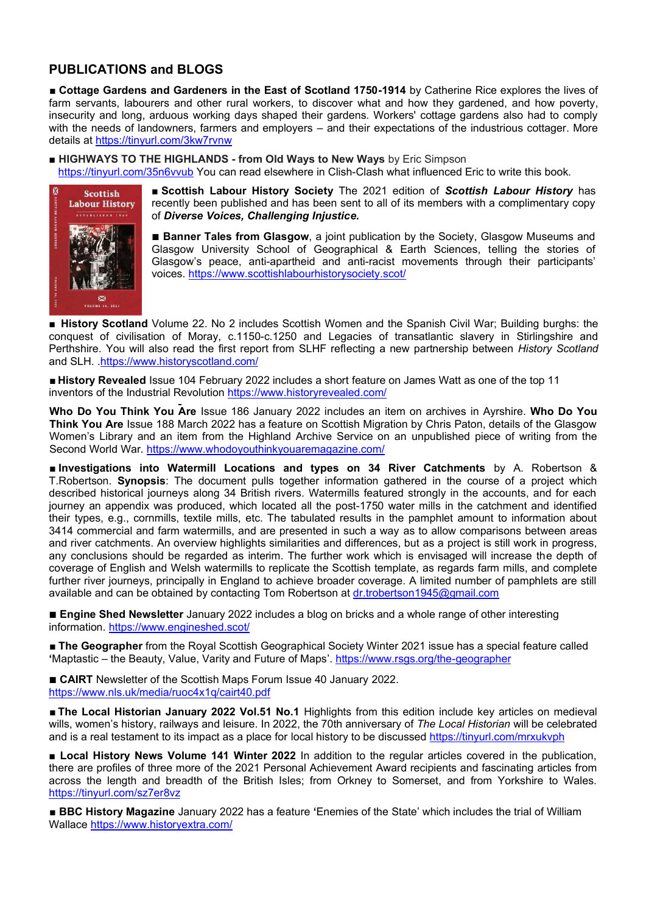## PUBLICATIONS and BLOGS

■ **Cottage Gardens and Gardeners in the East of Scotland 1750-1914** by Catherine Rice explores the lives of farm servants, labourers and other rural workers, to discover what and how they gardened, and how poverty, insecurity and long, arduous working days shaped their gardens. Workers' cottage gardens also had to comply with the needs of landowners, farmers and employers – and their expectations of the industrious cottager. More details at https://tinyurl.com/3kw7rvnw

■ **HIGHWAYS TO THE HIGHLANDS - from Old Ways to New Ways** by Eric Simpson https://tinyurl.com/35n6vvub You can read elsewhere in Clish-Clash what influenced Eric to write this book.

■ **Scottish Labour History Society** The 2021 edition of ***Scottish Labour History*** has recently been published and has been sent to all of its members with a complimentary copy of ***Diverse Voices, Challenging Injustice.***

■ **Banner Tales from Glasgow**, a joint publication by the Society, Glasgow Museums and Glasgow University School of Geographical & Earth Sciences, telling the stories of Glasgow's peace, anti-apartheid and anti-racist movements through their participants' voices. https://www.scottishlabourhistorysociety.scot/

■ **History Scotland** Volume 22. No 2 includes Scottish Women and the Spanish Civil War; Building burghs: the conquest of civilisation of Moray, c.1150-c.1250 and Legacies of transatlantic slavery in Stirlingshire and Perthshire. You will also read the first report from SLHF reflecting a new partnership between *History Scotland* and SLH. .https://www.historyscotland.com/

■ **History Revealed** Issue 104 February 2022 includes a short feature on James Watt as one of the top 11 inventors of the Industrial Revolution https://www.historyrevealed.com/

**Who Do You Think You Are** Issue 186 January 2022 includes an item on archives in Ayrshire. **Who Do You Think You Are** Issue 188 March 2022 has a feature on Scottish Migration by Chris Paton, details of the Glasgow Women's Library and an item from the Highland Archive Service on an unpublished piece of writing from the Second World War. https://www.whodoyouthinkyouaremagazine.com/

■ **Investigations into Watermill Locations and types on 34 River Catchments** by A. Robertson & T.Robertson. **Synopsis**: The document pulls together information gathered in the course of a project which described historical journeys along 34 British rivers. Watermills featured strongly in the accounts, and for each journey an appendix was produced, which located all the post-1750 water mills in the catchment and identified their types, e.g., cornmills, textile mills, etc. The tabulated results in the pamphlet amount to information about 3414 commercial and farm watermills, and are presented in such a way as to allow comparisons between areas and river catchments. An overview highlights similarities and differences, but as a project is still work in progress, any conclusions should be regarded as interim. The further work which is envisaged will increase the depth of coverage of English and Welsh watermills to replicate the Scottish template, as regards farm mills, and complete further river journeys, principally in England to achieve broader coverage. A limited number of pamphlets are still available and can be obtained by contacting Tom Robertson at dr.trobertson1945@gmail.com

■ **Engine Shed Newsletter** January 2022 includes a blog on bricks and a whole range of other interesting information. https://www.engineshed.scot/

■ **The Geographer** from the Royal Scottish Geographical Society Winter 2021 issue has a special feature called 'Maptastic – the Beauty, Value, Varity and Future of Maps'. https://www.rsgs.org/the-geographer

■ **CAIRT** Newsletter of the Scottish Maps Forum Issue 40 January 2022. https://www.nls.uk/media/ruoc4x1q/cairt40.pdf

■ **The Local Historian January 2022 Vol.51 No.1** Highlights from this edition include key articles on medieval wills, women's history, railways and leisure. In 2022, the 70th anniversary of *The Local Historian* will be celebrated and is a real testament to its impact as a place for local history to be discussed https://tinyurl.com/mrxukvph

■ **Local History News Volume 141 Winter 2022** In addition to the regular articles covered in the publication, there are profiles of three more of the 2021 Personal Achievement Award recipients and fascinating articles from across the length and breadth of the British Isles; from Orkney to Somerset, and from Yorkshire to Wales. https://tinyurl.com/sz7er8vz

■ **BBC History Magazine** January 2022 has a feature 'Enemies of the State' which includes the trial of William Wallace https://www.historyextra.com/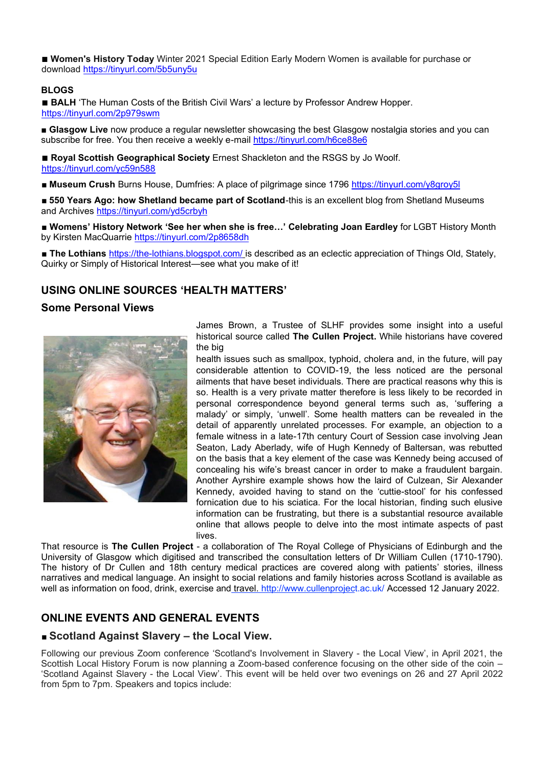■ **Women's History Today** Winter 2021 Special Edition Early Modern Women is available for purchase or download https://tinyurl.com/5b5uny5u

### BLOGS

■ **BALH** 'The Human Costs of the British Civil Wars' a lecture by Professor Andrew Hopper. https://tinyurl.com/2p979swm

■ **Glasgow Live** now produce a regular newsletter showcasing the best Glasgow nostalgia stories and you can subscribe for free. You then receive a weekly e-mail https://tinyurl.com/h6ce88e6

■ **Royal Scottish Geographical Society** Ernest Shackleton and the RSGS by Jo Woolf. https://tinyurl.com/yc59n588

■ **Museum Crush** Burns House, Dumfries: A place of pilgrimage since 1796 https://tinyurl.com/y8groy5l

■ **550 Years Ago: how Shetland became part of Scotland**-this is an excellent blog from Shetland Museums and Archives https://tinyurl.com/yd5crbyh

■ **Womens' History Network 'See her when she is free…' Celebrating Joan Eardley** for LGBT History Month by Kirsten MacQuarrie https://tinyurl.com/2p8658dh

■ **The Lothians** https://the-lothians.blogspot.com/ is described as an eclectic appreciation of Things Old, Stately, Quirky or Simply of Historical Interest—see what you make of it!

## USING ONLINE SOURCES 'HEALTH MATTERS'

### Some Personal Views

James Brown, a Trustee of SLHF provides some insight into a useful historical source called **The Cullen Project.** While historians have covered the big health issues such as smallpox, typhoid, cholera and, in the future, will pay considerable attention to COVID-19, the less noticed are the personal ailments that have beset individuals. There are practical reasons why this is so. Health is a very private matter therefore is less likely to be recorded in personal correspondence beyond general terms such as, 'suffering a malady' or simply, 'unwell'. Some health matters can be revealed in the detail of apparently unrelated processes. For example, an objection to a female witness in a late-17th century Court of Session case involving Jean Seaton, Lady Aberlady, wife of Hugh Kennedy of Baltersan, was rebutted on the basis that a key element of the case was Kennedy being accused of concealing his wife's breast cancer in order to make a fraudulent bargain. Another Ayrshire example shows how the laird of Culzean, Sir Alexander Kennedy, avoided having to stand on the 'cuttie-stool' for his confessed fornication due to his sciatica. For the local historian, finding such elusive information can be frustrating, but there is a substantial resource available online that allows people to delve into the most intimate aspects of past lives.

That resource is **The Cullen Project** - a collaboration of The Royal College of Physicians of Edinburgh and the University of Glasgow which digitised and transcribed the consultation letters of Dr William Cullen (1710-1790). The history of Dr Cullen and 18th century medical practices are covered along with patients' stories, illness narratives and medical language. An insight to social relations and family histories across Scotland is available as well as information on food, drink, exercise and travel. http://www.cullenproject.ac.uk/ Accessed 12 January 2022.

## ONLINE EVENTS AND GENERAL EVENTS

### ■ Scotland Against Slavery – the Local View.

Following our previous Zoom conference 'Scotland's Involvement in Slavery - the Local View', in April 2021, the Scottish Local History Forum is now planning a Zoom-based conference focusing on the other side of the coin – 'Scotland Against Slavery - the Local View'. This event will be held over two evenings on 26 and 27 April 2022 from 5pm to 7pm. Speakers and topics include: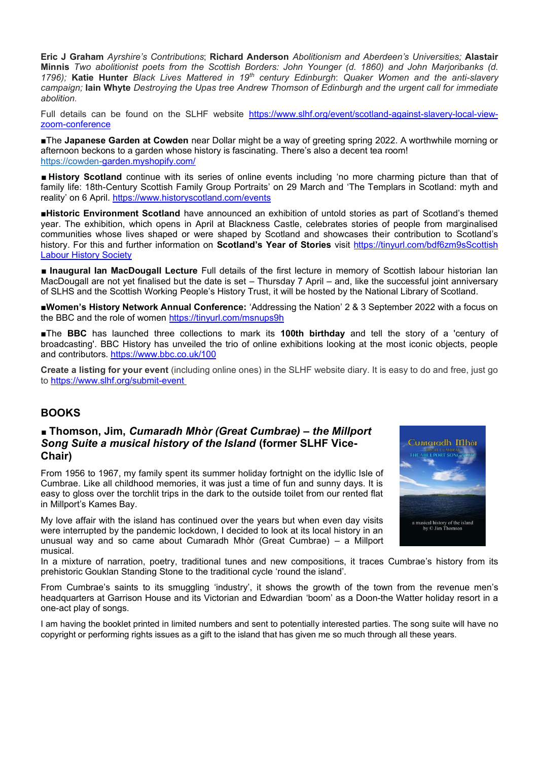**Eric J Graham** *Ayrshire's Contributions*; **Richard Anderson** *Abolitionism and Aberdeen's Universities;* **Alastair Minnis** *Two abolitionist poets from the Scottish Borders: John Younger (d. 1860) and John Marjoribanks (d. 1796);* **Katie Hunter** *Black Lives Mattered in 19th century Edinburgh*: *Quaker Women and the anti-slavery campaign;* **Iain Whyte** *Destroying the Upas tree Andrew Thomson of Edinburgh and the urgent call for immediate abolition.*

Full details can be found on the SLHF website https://www.slhf.org/event/scotland-against-slavery-local-view-zoom-conference

■The **Japanese Garden at Cowden** near Dollar might be a way of greeting spring 2022. A worthwhile morning or afternoon beckons to a garden whose history is fascinating. There's also a decent tea room! https://cowden-garden.myshopify.com/

■ **History Scotland** continue with its series of online events including 'no more charming picture than that of family life: 18th-Century Scottish Family Group Portraits' on 29 March and 'The Templars in Scotland: myth and reality' on 6 April. https://www.historyscotland.com/events

■**Historic Environment Scotland** have announced an exhibition of untold stories as part of Scotland's themed year. The exhibition, which opens in April at Blackness Castle, celebrates stories of people from marginalised communities whose lives shaped or were shaped by Scotland and showcases their contribution to Scotland's history. For this and further information on **Scotland's Year of Stories** visit https://tinyurl.com/bdf6zm9sScottish Labour History Society

■ **Inaugural Ian MacDougall Lecture** Full details of the first lecture in memory of Scottish labour historian Ian MacDougall are not yet finalised but the date is set – Thursday 7 April – and, like the successful joint anniversary of SLHS and the Scottish Working People's History Trust, it will be hosted by the National Library of Scotland.

■**Women's History Network Annual Conference:** 'Addressing the Nation' 2 & 3 September 2022 with a focus on the BBC and the role of women https://tinyurl.com/msnups9h

■The **BBC** has launched three collections to mark its **100th birthday** and tell the story of a 'century of broadcasting'. BBC History has unveiled the trio of online exhibitions looking at the most iconic objects, people and contributors. https://www.bbc.co.uk/100

**Create a listing for your event** (including online ones) in the SLHF website diary. It is easy to do and free, just go to https://www.slhf.org/submit-event

## BOOKS

### ■ Thomson, Jim, *Cumaradh Mhòr (Great Cumbrae) – the Millport Song Suite a musical history of the Island* (former SLHF Vice-Chair)

From 1956 to 1967, my family spent its summer holiday fortnight on the idyllic Isle of Cumbrae. Like all childhood memories, it was just a time of fun and sunny days. It is easy to gloss over the torchlit trips in the dark to the outside toilet from our rented flat in Millport's Kames Bay.

My love affair with the island has continued over the years but when even day visits were interrupted by the pandemic lockdown, I decided to look at its local history in an unusual way and so came about Cumaradh Mhòr (Great Cumbrae) – a Millport musical.

In a mixture of narration, poetry, traditional tunes and new compositions, it traces Cumbrae's history from its prehistoric Gouklan Standing Stone to the traditional cycle 'round the island'.

From Cumbrae's saints to its smuggling 'industry', it shows the growth of the town from the revenue men's headquarters at Garrison House and its Victorian and Edwardian 'boom' as a Doon-the Watter holiday resort in a one-act play of songs.

I am having the booklet printed in limited numbers and sent to potentially interested parties. The song suite will have no copyright or performing rights issues as a gift to the island that has given me so much through all these years.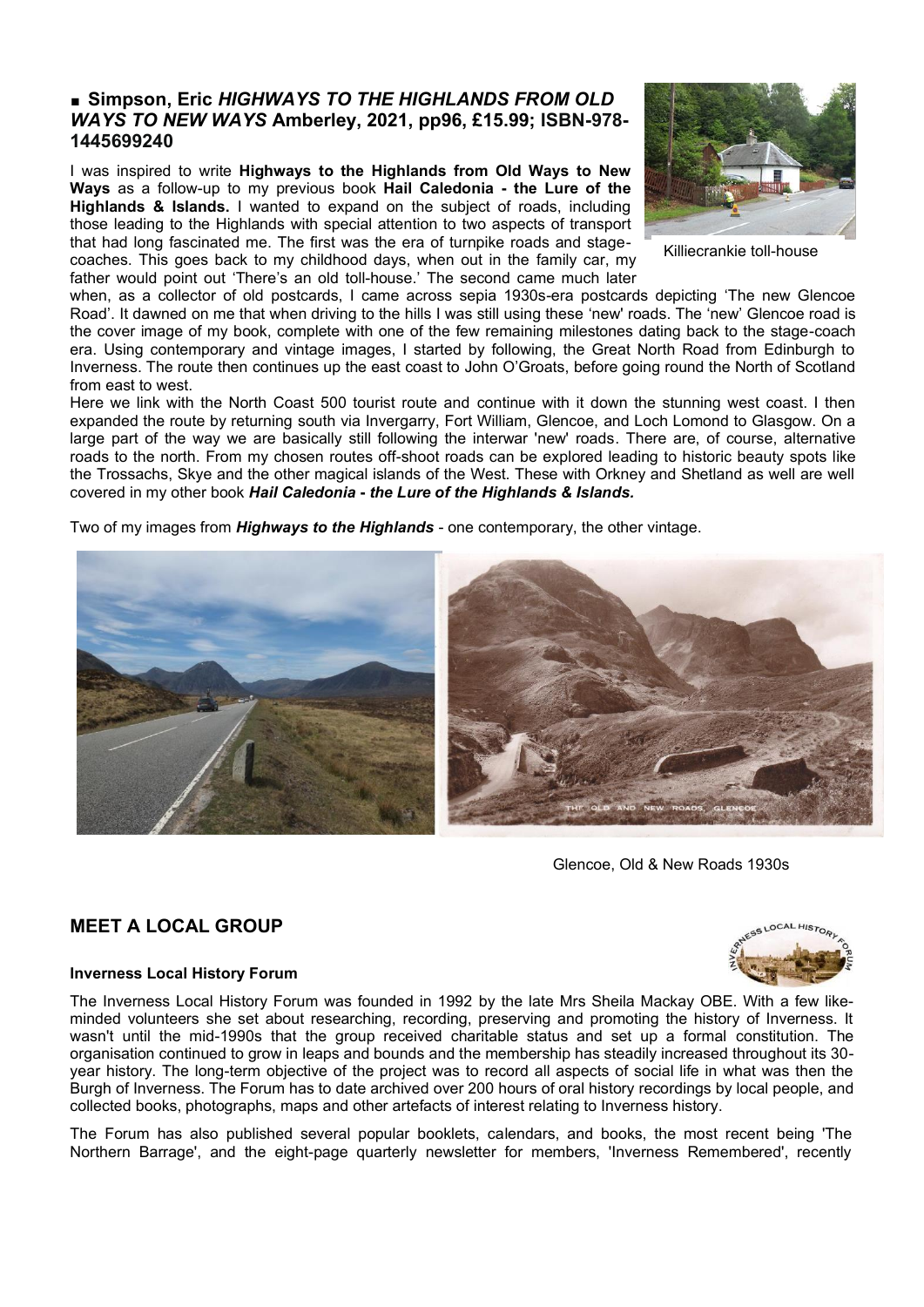■ **Simpson, Eric *HIGHWAYS TO THE HIGHLANDS FROM OLD WAYS TO NEW WAYS* Amberley, 2021, pp96, £15.99; ISBN-978-1445699240**

I was inspired to write **Highways to the Highlands from Old Ways to New Ways** as a follow-up to my previous book **Hail Caledonia - the Lure of the Highlands & Islands.** I wanted to expand on the subject of roads, including those leading to the Highlands with special attention to two aspects of transport that had long fascinated me. The first was the era of turnpike roads and stage-coaches. This goes back to my childhood days, when out in the family car, my father would point out 'There's an old toll-house.' The second came much later when, as a collector of old postcards, I came across sepia 1930s-era postcards depicting 'The new Glencoe Road'. It dawned on me that when driving to the hills I was still using these 'new' roads. The 'new' Glencoe road is the cover image of my book, complete with one of the few remaining milestones dating back to the stage-coach era. Using contemporary and vintage images, I started by following, the Great North Road from Edinburgh to Inverness. The route then continues up the east coast to John O'Groats, before going round the North of Scotland from east to west.

Killiecrankie toll-house

Here we link with the North Coast 500 tourist route and continue with it down the stunning west coast. I then expanded the route by returning south via Invergarry, Fort William, Glencoe, and Loch Lomond to Glasgow. On a large part of the way we are basically still following the interwar 'new' roads. There are, of course, alternative roads to the north. From my chosen routes off-shoot roads can be explored leading to historic beauty spots like the Trossachs, Skye and the other magical islands of the West. These with Orkney and Shetland as well are well covered in my other book ***Hail Caledonia - the Lure of the Highlands & Islands.***

Two of my images from ***Highways to the Highlands*** - one contemporary, the other vintage.

Glencoe, Old & New Roads 1930s

## MEET A LOCAL GROUP

**Inverness Local History Forum**

The Inverness Local History Forum was founded in 1992 by the late Mrs Sheila Mackay OBE. With a few like-minded volunteers she set about researching, recording, preserving and promoting the history of Inverness. It wasn't until the mid-1990s that the group received charitable status and set up a formal constitution. The organisation continued to grow in leaps and bounds and the membership has steadily increased throughout its 30-year history. The long-term objective of the project was to record all aspects of social life in what was then the Burgh of Inverness. The Forum has to date archived over 200 hours of oral history recordings by local people, and collected books, photographs, maps and other artefacts of interest relating to Inverness history.

The Forum has also published several popular booklets, calendars, and books, the most recent being 'The Northern Barrage', and the eight-page quarterly newsletter for members, 'Inverness Remembered', recently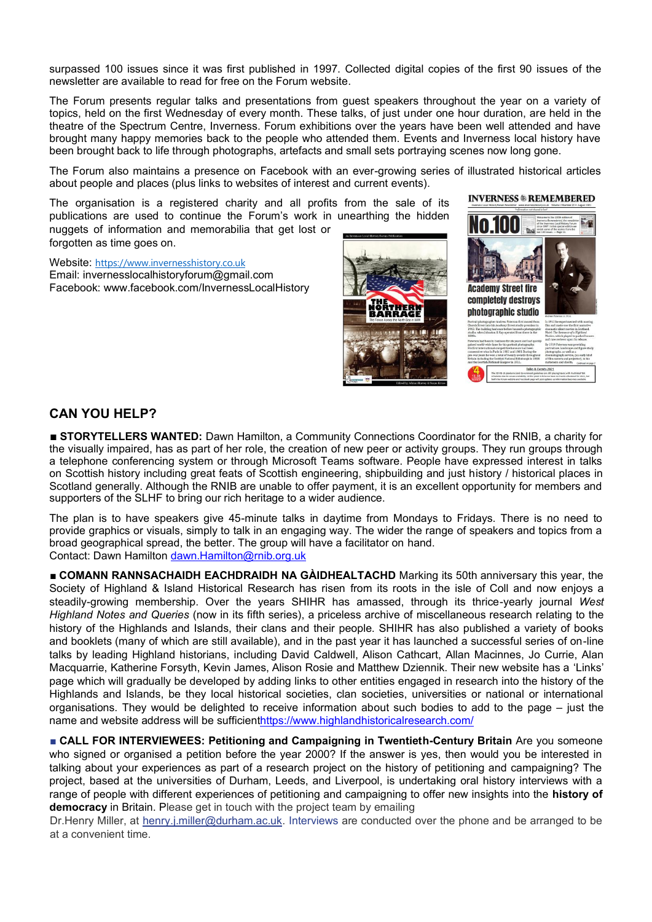surpassed 100 issues since it was first published in 1997. Collected digital copies of the first 90 issues of the newsletter are available to read for free on the Forum website.

The Forum presents regular talks and presentations from guest speakers throughout the year on a variety of topics, held on the first Wednesday of every month. These talks, of just under one hour duration, are held in the theatre of the Spectrum Centre, Inverness. Forum exhibitions over the years have been well attended and have brought many happy memories back to the people who attended them. Events and Inverness local history have been brought back to life through photographs, artefacts and small sets portraying scenes now long gone.

The Forum also maintains a presence on Facebook with an ever-growing series of illustrated historical articles about people and places (plus links to websites of interest and current events).

The organisation is a registered charity and all profits from the sale of its publications are used to continue the Forum's work in unearthing the hidden nuggets of information and memorabilia that get lost or forgotten as time goes on.

Website: https://www.invernesshistory.co.uk
Email: invernesslocalhistoryforum@gmail.com
Facebook: www.facebook.com/InvernessLocalHistory

## CAN YOU HELP?

■ **STORYTELLERS WANTED:** Dawn Hamilton, a Community Connections Coordinator for the RNIB, a charity for the visually impaired, has as part of her role, the creation of new peer or activity groups. They run groups through a telephone conferencing system or through Microsoft Teams software. People have expressed interest in talks on Scottish history including great feats of Scottish engineering, shipbuilding and just history / historical places in Scotland generally. Although the RNIB are unable to offer payment, it is an excellent opportunity for members and supporters of the SLHF to bring our rich heritage to a wider audience.

The plan is to have speakers give 45-minute talks in daytime from Mondays to Fridays. There is no need to provide graphics or visuals, simply to talk in an engaging way. The wider the range of speakers and topics from a broad geographical spread, the better. The group will have a facilitator on hand.
Contact: Dawn Hamilton dawn.Hamilton@rnib.org.uk

■ **COMANN RANNSACHAIDH EACHDRAIDH NA GÀIDHEALTACHD** Marking its 50th anniversary this year, the Society of Highland & Island Historical Research has risen from its roots in the isle of Coll and now enjoys a steadily-growing membership. Over the years SHIHR has amassed, through its thrice-yearly journal *West Highland Notes and Queries* (now in its fifth series), a priceless archive of miscellaneous research relating to the history of the Highlands and Islands, their clans and their people. SHIHR has also published a variety of books and booklets (many of which are still available), and in the past year it has launched a successful series of on-line talks by leading Highland historians, including David Caldwell, Alison Cathcart, Allan Macinnes, Jo Currie, Alan Macquarrie, Katherine Forsyth, Kevin James, Alison Rosie and Matthew Dziennik. Their new website has a 'Links' page which will gradually be developed by adding links to other entities engaged in research into the history of the Highlands and Islands, be they local historical societies, clan societies, universities or national or international organisations. They would be delighted to receive information about such bodies to add to the page – just the name and website address will be sufficienthttps://www.highlandhistoricalresearch.com/

■ **CALL FOR INTERVIEWEES: Petitioning and Campaigning in Twentieth-Century Britain** Are you someone who signed or organised a petition before the year 2000? If the answer is yes, then would you be interested in talking about your experiences as part of a research project on the history of petitioning and campaigning? The project, based at the universities of Durham, Leeds, and Liverpool, is undertaking oral history interviews with a range of people with different experiences of petitioning and campaigning to offer new insights into the **history of democracy** in Britain. Please get in touch with the project team by emailing Dr.Henry Miller, at henry.j.miller@durham.ac.uk. Interviews are conducted over the phone and be arranged to be at a convenient time.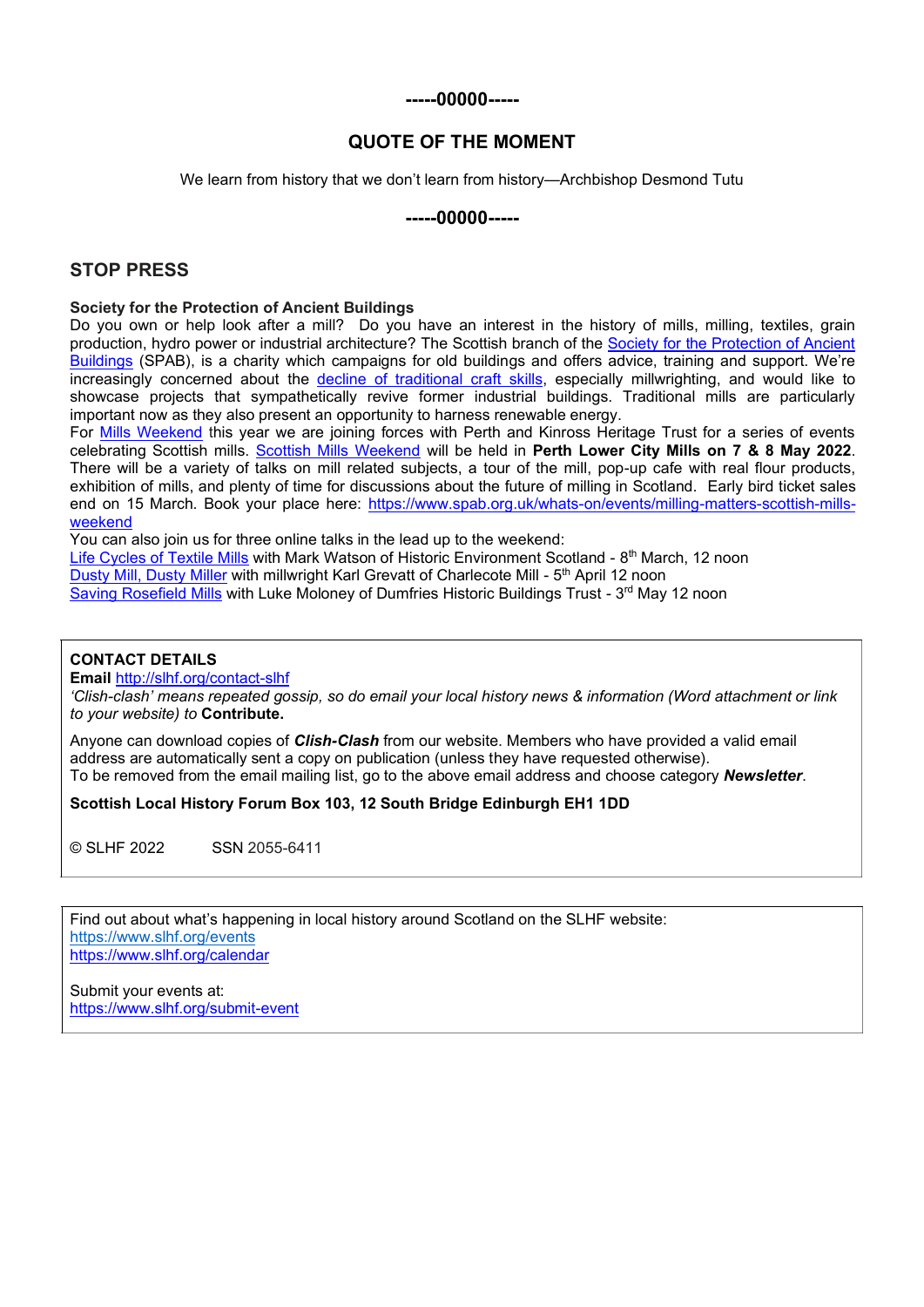**-----00000-----**

## QUOTE OF THE MOMENT

We learn from history that we don't learn from history—Archbishop Desmond Tutu

**-----00000-----**

## STOP PRESS

**Society for the Protection of Ancient Buildings**

Do you own or help look after a mill? Do you have an interest in the history of mills, milling, textiles, grain production, hydro power or industrial architecture? The Scottish branch of the Society for the Protection of Ancient Buildings (SPAB), is a charity which campaigns for old buildings and offers advice, training and support. We're increasingly concerned about the decline of traditional craft skills, especially millwrighting, and would like to showcase projects that sympathetically revive former industrial buildings. Traditional mills are particularly important now as they also present an opportunity to harness renewable energy.

For Mills Weekend this year we are joining forces with Perth and Kinross Heritage Trust for a series of events celebrating Scottish mills. Scottish Mills Weekend will be held in **Perth Lower City Mills on 7 & 8 May 2022**. There will be a variety of talks on mill related subjects, a tour of the mill, pop-up cafe with real flour products, exhibition of mills, and plenty of time for discussions about the future of milling in Scotland. Early bird ticket sales end on 15 March. Book your place here: https://www.spab.org.uk/whats-on/events/milling-matters-scottish-mills-weekend

You can also join us for three online talks in the lead up to the weekend:

Life Cycles of Textile Mills with Mark Watson of Historic Environment Scotland - 8th March, 12 noon

Dusty Mill, Dusty Miller with millwright Karl Grevatt of Charlecote Mill - 5th April 12 noon

Saving Rosefield Mills with Luke Moloney of Dumfries Historic Buildings Trust - 3rd May 12 noon

**CONTACT DETAILS**

**Email** http://slhf.org/contact-slhf

*'Clish-clash' means repeated gossip, so do email your local history news & information (Word attachment or link to your website) to* **Contribute.**

Anyone can download copies of ***Clish-Clash*** from our website. Members who have provided a valid email address are automatically sent a copy on publication (unless they have requested otherwise).
To be removed from the email mailing list, go to the above email address and choose category ***Newsletter***.

**Scottish Local History Forum Box 103, 12 South Bridge Edinburgh EH1 1DD**

© SLHF 2022 SSN 2055-6411

Find out about what's happening in local history around Scotland on the SLHF website:
https://www.slhf.org/events
https://www.slhf.org/calendar

Submit your events at:
https://www.slhf.org/submit-event